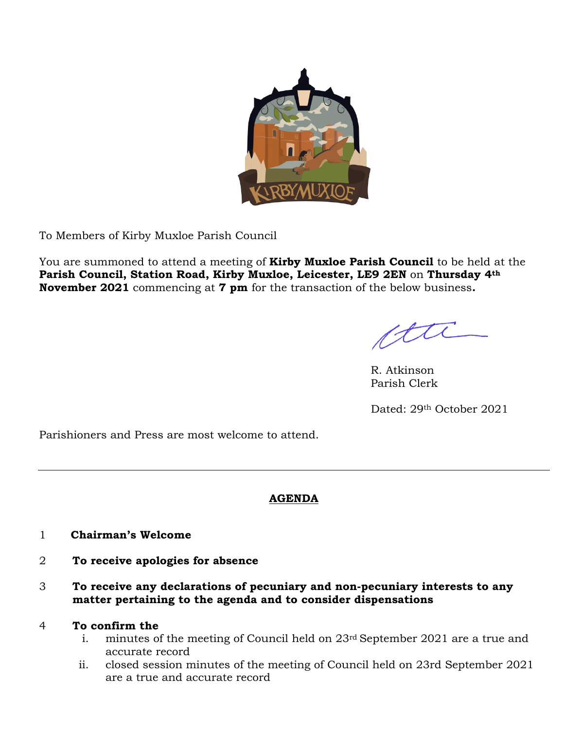To Members of Kirby Muxloe Parish Council

You are summoned to attend a meeting of **Kirby Muxloe Parish Council** to be held at the **Parish Council, Station Road, Kirby Muxloe, Leicester, LE9 2EN** on **Thursday 4th November 2021** commencing at **7 pm** for the transaction of the below business**.**

R. Atkinson
Parish Clerk

Dated: 29th October 2021

Parishioners and Press are most welcome to attend.

---

## AGENDA

1 **Chairman's Welcome**

2 **To receive apologies for absence**

3 **To receive any declarations of pecuniary and non-pecuniary interests to any matter pertaining to the agenda and to consider dispensations**

4 **To confirm the**

  i. minutes of the meeting of Council held on 23rd September 2021 are a true and accurate record
  ii. closed session minutes of the meeting of Council held on 23rd September 2021 are a true and accurate record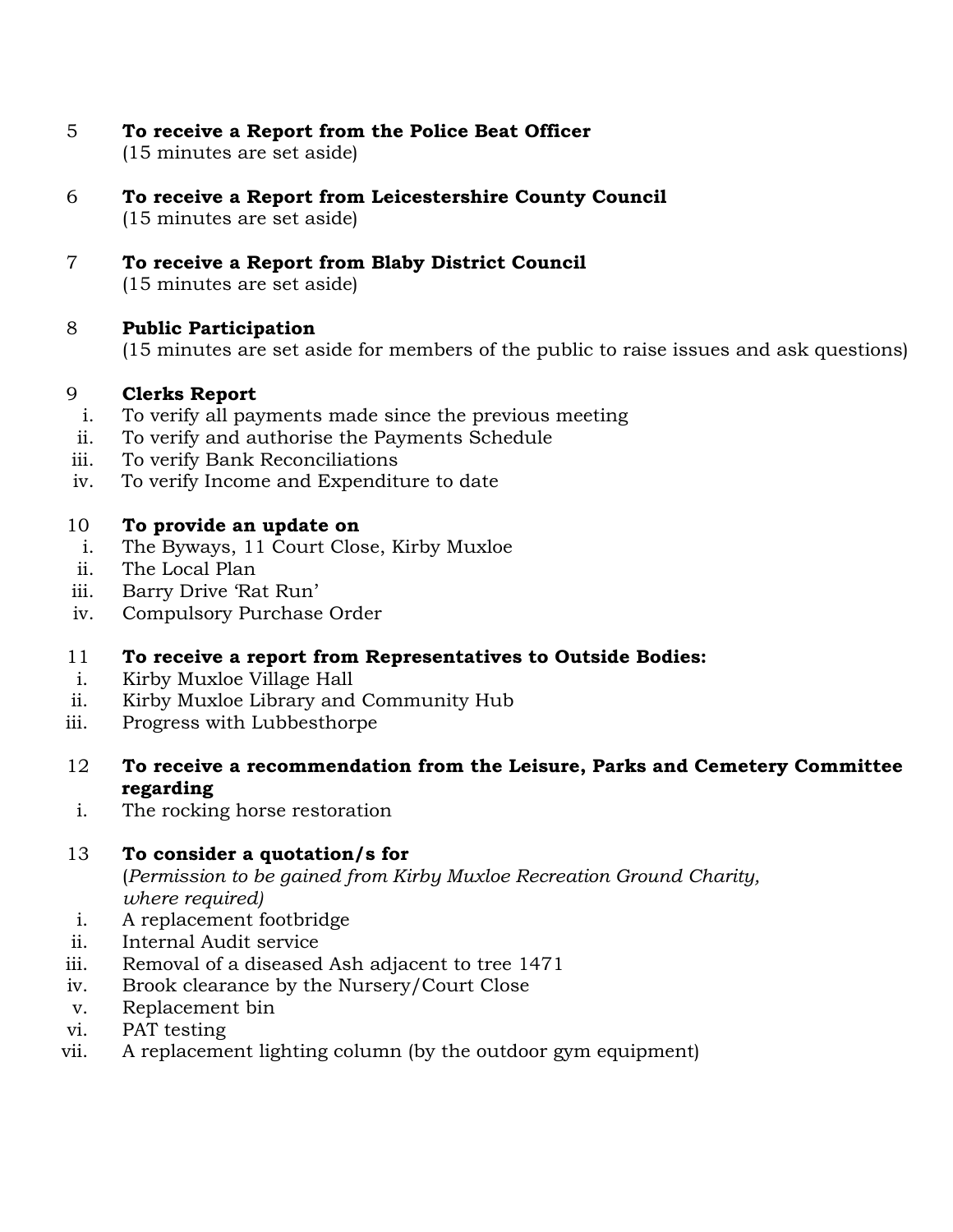5 **To receive a Report from the Police Beat Officer**
(15 minutes are set aside)

6 **To receive a Report from Leicestershire County Council**
(15 minutes are set aside)

7 **To receive a Report from Blaby District Council**
(15 minutes are set aside)

8 **Public Participation**
(15 minutes are set aside for members of the public to raise issues and ask questions)

9 **Clerks Report**
- i. To verify all payments made since the previous meeting
- ii. To verify and authorise the Payments Schedule
- iii. To verify Bank Reconciliations
- iv. To verify Income and Expenditure to date

10 **To provide an update on**
- i. The Byways, 11 Court Close, Kirby Muxloe
- ii. The Local Plan
- iii. Barry Drive 'Rat Run'
- iv. Compulsory Purchase Order

11 **To receive a report from Representatives to Outside Bodies:**
- i. Kirby Muxloe Village Hall
- ii. Kirby Muxloe Library and Community Hub
- iii. Progress with Lubbesthorpe

12 **To receive a recommendation from the Leisure, Parks and Cemetery Committee regarding**
- i. The rocking horse restoration

13 **To consider a quotation/s for**
(*Permission to be gained from Kirby Muxloe Recreation Ground Charity, where required)*
- i. A replacement footbridge
- ii. Internal Audit service
- iii. Removal of a diseased Ash adjacent to tree 1471
- iv. Brook clearance by the Nursery/Court Close
- v. Replacement bin
- vi. PAT testing
- vii. A replacement lighting column (by the outdoor gym equipment)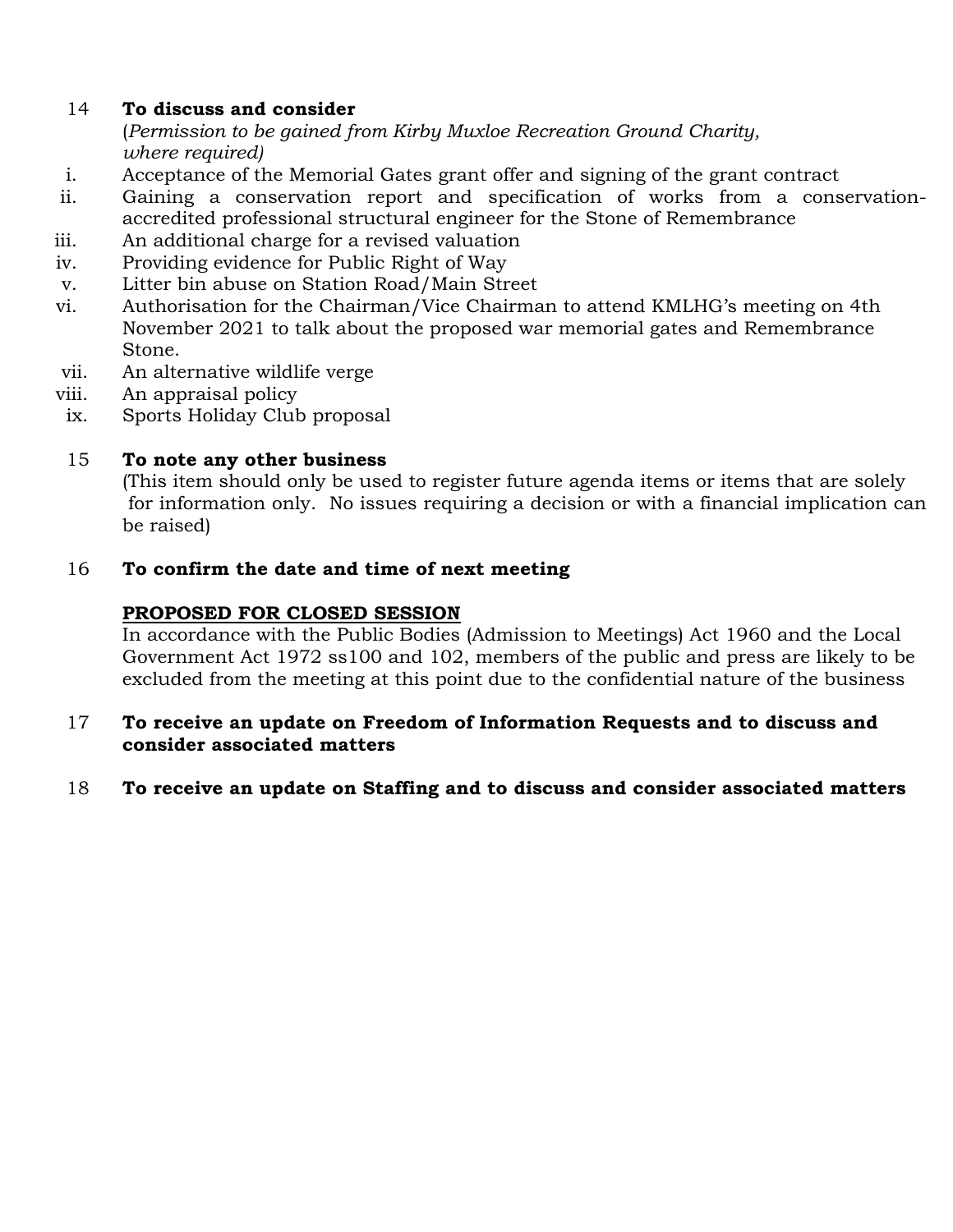14 **To discuss and consider**
(*Permission to be gained from Kirby Muxloe Recreation Ground Charity, where required)*

i. Acceptance of the Memorial Gates grant offer and signing of the grant contract
ii. Gaining a conservation report and specification of works from a conservation-accredited professional structural engineer for the Stone of Remembrance
iii. An additional charge for a revised valuation
iv. Providing evidence for Public Right of Way
v. Litter bin abuse on Station Road/Main Street
vi. Authorisation for the Chairman/Vice Chairman to attend KMLHG's meeting on 4th November 2021 to talk about the proposed war memorial gates and Remembrance Stone.
vii. An alternative wildlife verge
viii. An appraisal policy
ix. Sports Holiday Club proposal

15 **To note any other business**
(This item should only be used to register future agenda items or items that are solely for information only. No issues requiring a decision or with a financial implication can be raised)

16 **To confirm the date and time of next meeting**

**PROPOSED FOR CLOSED SESSION**

In accordance with the Public Bodies (Admission to Meetings) Act 1960 and the Local Government Act 1972 ss100 and 102, members of the public and press are likely to be excluded from the meeting at this point due to the confidential nature of the business

17 **To receive an update on Freedom of Information Requests and to discuss and consider associated matters**

18 **To receive an update on Staffing and to discuss and consider associated matters**